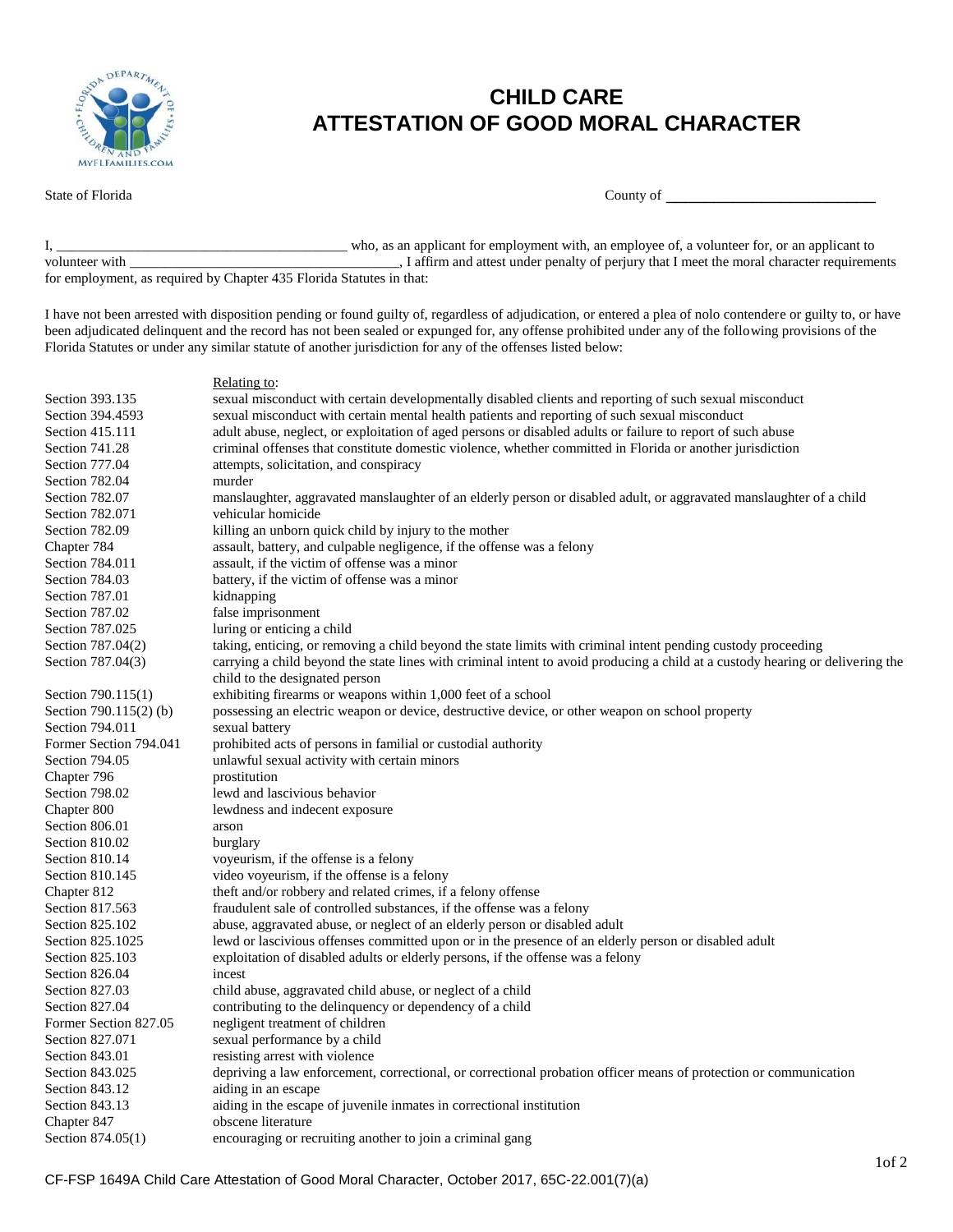# CHILD CARE ATTESTATION OF GOOD MORAL CHARACTER

State of Florida                                                                                                    County of ____________________________

I, ________________________________________ who, as an applicant for employment with, an employee of, a volunteer for, or an applicant to volunteer with ______________________________________, I affirm and attest under penalty of perjury that I meet the moral character requirements for employment, as required by Chapter 435 Florida Statutes in that:

I have not been arrested with disposition pending or found guilty of, regardless of adjudication, or entered a plea of nolo contendere or guilty to, or have been adjudicated delinquent and the record has not been sealed or expunged for, any offense prohibited under any of the following provisions of the Florida Statutes or under any similar statute of another jurisdiction for any of the offenses listed below:

| | Relating to: |
|---|---|
| Section 393.135 | sexual misconduct with certain developmentally disabled clients and reporting of such sexual misconduct |
| Section 394.4593 | sexual misconduct with certain mental health patients and reporting of such sexual misconduct |
| Section 415.111 | adult abuse, neglect, or exploitation of aged persons or disabled adults or failure to report of such abuse |
| Section 741.28 | criminal offenses that constitute domestic violence, whether committed in Florida or another jurisdiction |
| Section 777.04 | attempts, solicitation, and conspiracy |
| Section 782.04 | murder |
| Section 782.07 | manslaughter, aggravated manslaughter of an elderly person or disabled adult, or aggravated manslaughter of a child |
| Section 782.071 | vehicular homicide |
| Section 782.09 | killing an unborn quick child by injury to the mother |
| Chapter 784 | assault, battery, and culpable negligence, if the offense was a felony |
| Section 784.011 | assault, if the victim of offense was a minor |
| Section 784.03 | battery, if the victim of offense was a minor |
| Section 787.01 | kidnapping |
| Section 787.02 | false imprisonment |
| Section 787.025 | luring or enticing a child |
| Section 787.04(2) | taking, enticing, or removing a child beyond the state limits with criminal intent pending custody proceeding |
| Section 787.04(3) | carrying a child beyond the state lines with criminal intent to avoid producing a child at a custody hearing or delivering the child to the designated person |
| Section 790.115(1) | exhibiting firearms or weapons within 1,000 feet of a school |
| Section 790.115(2) (b) | possessing an electric weapon or device, destructive device, or other weapon on school property |
| Section 794.011 | sexual battery |
| Former Section 794.041 | prohibited acts of persons in familial or custodial authority |
| Section 794.05 | unlawful sexual activity with certain minors |
| Chapter 796 | prostitution |
| Section 798.02 | lewd and lascivious behavior |
| Chapter 800 | lewdness and indecent exposure |
| Section 806.01 | arson |
| Section 810.02 | burglary |
| Section 810.14 | voyeurism, if the offense is a felony |
| Section 810.145 | video voyeurism, if the offense is a felony |
| Chapter 812 | theft and/or robbery and related crimes, if a felony offense |
| Section 817.563 | fraudulent sale of controlled substances, if the offense was a felony |
| Section 825.102 | abuse, aggravated abuse, or neglect of an elderly person or disabled adult |
| Section 825.1025 | lewd or lascivious offenses committed upon or in the presence of an elderly person or disabled adult |
| Section 825.103 | exploitation of disabled adults or elderly persons, if the offense was a felony |
| Section 826.04 | incest |
| Section 827.03 | child abuse, aggravated child abuse, or neglect of a child |
| Section 827.04 | contributing to the delinquency or dependency of a child |
| Former Section 827.05 | negligent treatment of children |
| Section 827.071 | sexual performance by a child |
| Section 843.01 | resisting arrest with violence |
| Section 843.025 | depriving a law enforcement, correctional, or correctional probation officer means of protection or communication |
| Section 843.12 | aiding in an escape |
| Section 843.13 | aiding in the escape of juvenile inmates in correctional institution |
| Chapter 847 | obscene literature |
| Section 874.05(1) | encouraging or recruiting another to join a criminal gang |

CF-FSP 1649A Child Care Attestation of Good Moral Character, October 2017, 65C-22.001(7)(a)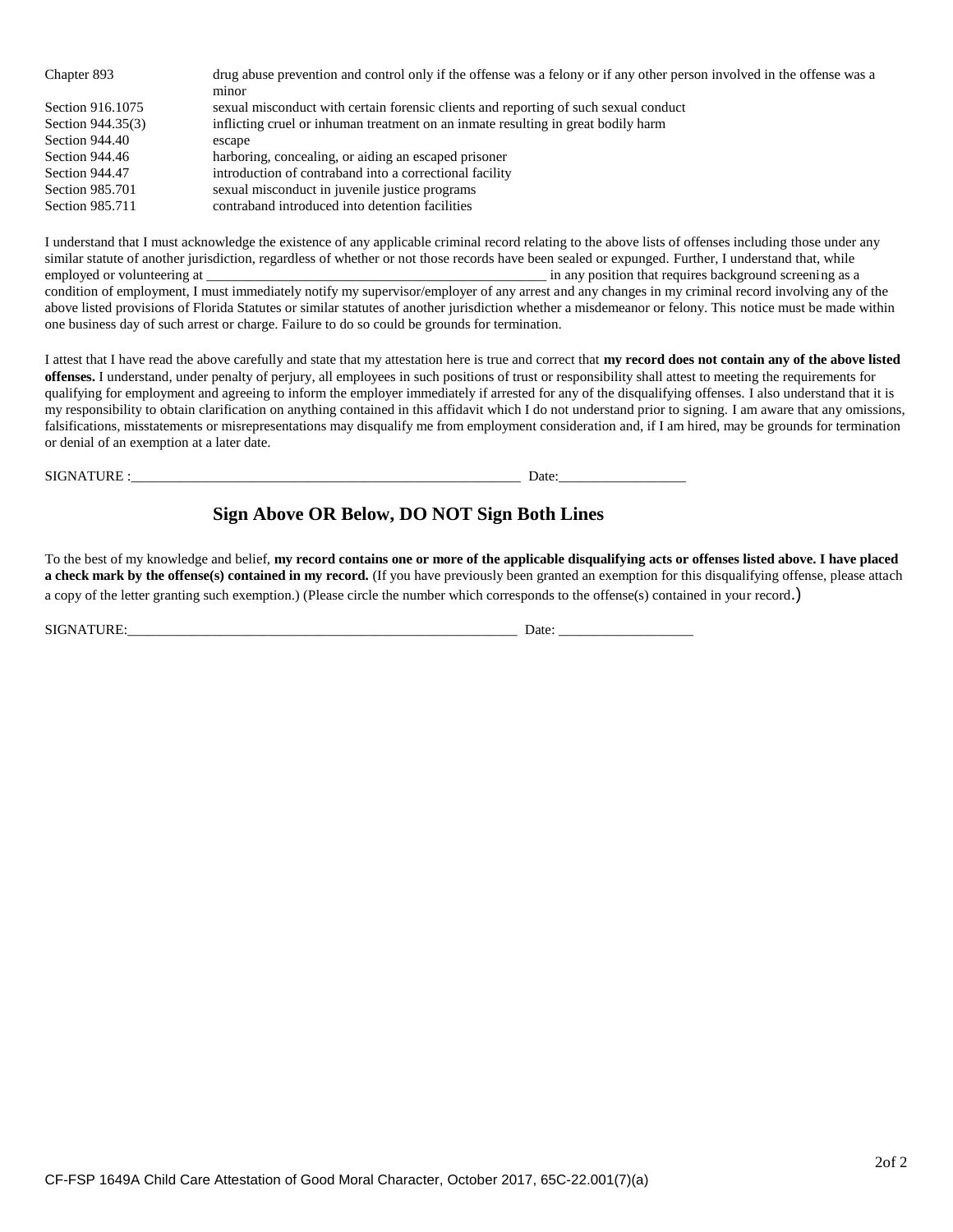| | |
|---|---|
| Chapter 893 | drug abuse prevention and control only if the offense was a felony or if any other person involved in the offense was a minor |
| Section 916.1075 | sexual misconduct with certain forensic clients and reporting of such sexual conduct |
| Section 944.35(3) | inflicting cruel or inhuman treatment on an inmate resulting in great bodily harm |
| Section 944.40 | escape |
| Section 944.46 | harboring, concealing, or aiding an escaped prisoner |
| Section 944.47 | introduction of contraband into a correctional facility |
| Section 985.701 | sexual misconduct in juvenile justice programs |
| Section 985.711 | contraband introduced into detention facilities |

I understand that I must acknowledge the existence of any applicable criminal record relating to the above lists of offenses including those under any similar statute of another jurisdiction, regardless of whether or not those records have been sealed or expunged. Further, I understand that, while employed or volunteering at ________________________________________________ in any position that requires background screening as a condition of employment, I must immediately notify my supervisor/employer of any arrest and any changes in my criminal record involving any of the above listed provisions of Florida Statutes or similar statutes of another jurisdiction whether a misdemeanor or felony. This notice must be made within one business day of such arrest or charge. Failure to do so could be grounds for termination.

I attest that I have read the above carefully and state that my attestation here is true and correct that **my record does not contain any of the above listed offenses.** I understand, under penalty of perjury, all employees in such positions of trust or responsibility shall attest to meeting the requirements for qualifying for employment and agreeing to inform the employer immediately if arrested for any of the disqualifying offenses. I also understand that it is my responsibility to obtain clarification on anything contained in this affidavit which I do not understand prior to signing. I am aware that any omissions, falsifications, misstatements or misrepresentations may disqualify me from employment consideration and, if I am hired, may be grounds for termination or denial of an exemption at a later date.

SIGNATURE :_______________________________________________________ Date:_________________

## Sign Above OR Below, DO NOT Sign Both Lines

To the best of my knowledge and belief, **my record contains one or more of the applicable disqualifying acts or offenses listed above. I have placed a check mark by the offense(s) contained in my record.** (If you have previously been granted an exemption for this disqualifying offense, please attach a copy of the letter granting such exemption.) (Please circle the number which corresponds to the offense(s) contained in your record.)

SIGNATURE:________________________________________________________ Date: __________________

CF-FSP 1649A Child Care Attestation of Good Moral Character, October 2017, 65C-22.001(7)(a)